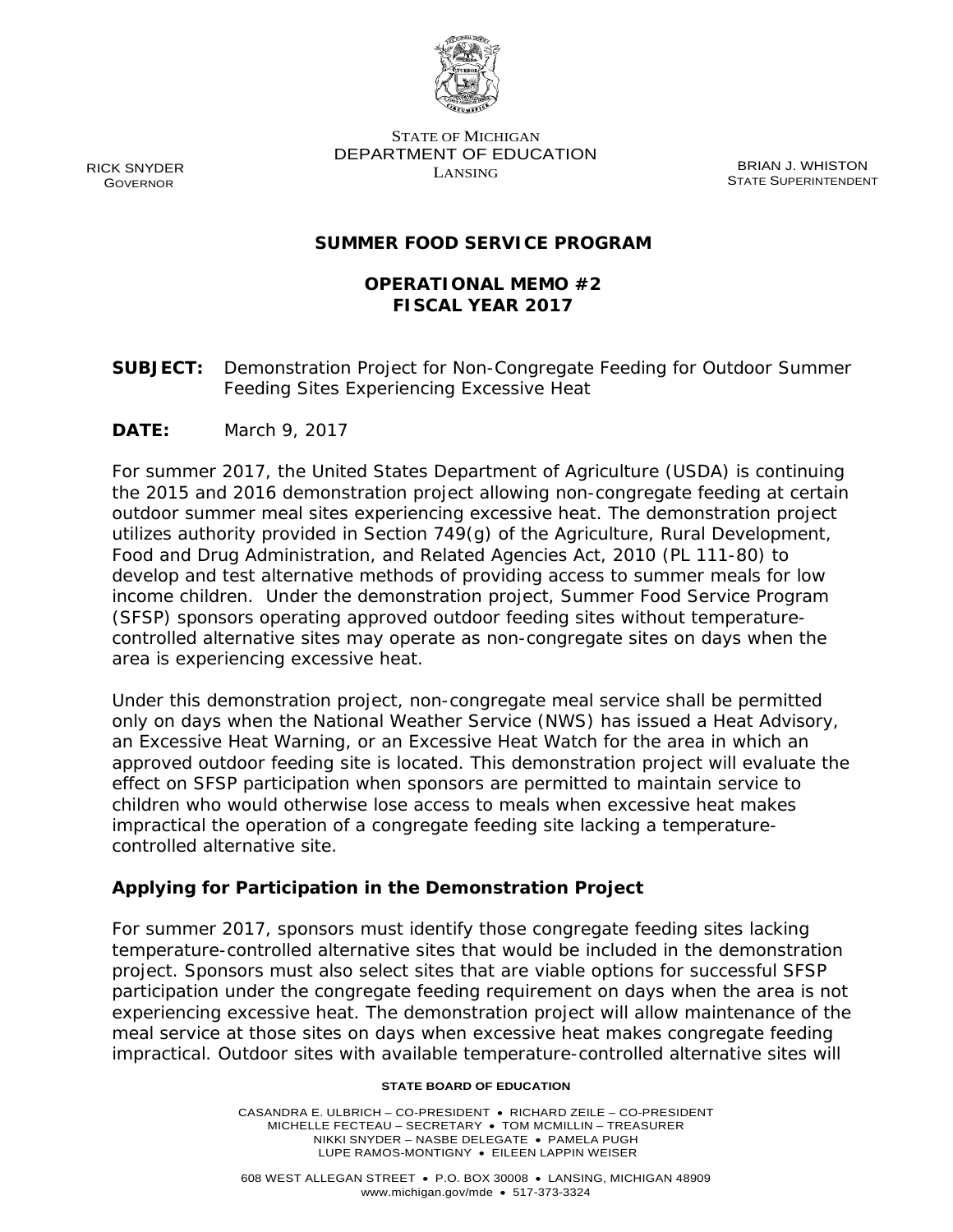STATE OF MICHIGAN
DEPARTMENT OF EDUCATION
LANSING

RICK SNYDER
GOVERNOR

BRIAN J. WHISTON
STATE SUPERINTENDENT

## SUMMER FOOD SERVICE PROGRAM

## OPERATIONAL MEMO #2
## FISCAL YEAR 2017

**SUBJECT:** Demonstration Project for Non-Congregate Feeding for Outdoor Summer Feeding Sites Experiencing Excessive Heat

**DATE:** March 9, 2017

For summer 2017, the United States Department of Agriculture (USDA) is continuing the 2015 and 2016 demonstration project allowing non-congregate feeding at certain outdoor summer meal sites experiencing excessive heat. The demonstration project utilizes authority provided in Section 749(g) of the Agriculture, Rural Development, Food and Drug Administration, and Related Agencies Act, 2010 (PL 111-80) to develop and test alternative methods of providing access to summer meals for low income children. Under the demonstration project, Summer Food Service Program (SFSP) sponsors operating approved outdoor feeding sites without temperature-controlled alternative sites may operate as non-congregate sites on days when the area is experiencing excessive heat.

Under this demonstration project, non-congregate meal service shall be permitted only on days when the National Weather Service (NWS) has issued a Heat Advisory, an Excessive Heat Warning, or an Excessive Heat Watch for the area in which an approved outdoor feeding site is located. This demonstration project will evaluate the effect on SFSP participation when sponsors are permitted to maintain service to children who would otherwise lose access to meals when excessive heat makes impractical the operation of a congregate feeding site lacking a temperature-controlled alternative site.

### Applying for Participation in the Demonstration Project

For summer 2017, sponsors must identify those congregate feeding sites lacking temperature-controlled alternative sites that would be included in the demonstration project. Sponsors must also select sites that are viable options for successful SFSP participation under the congregate feeding requirement on days when the area is not experiencing excessive heat. The demonstration project will allow maintenance of the meal service at those sites on days when excessive heat makes congregate feeding impractical. Outdoor sites with available temperature-controlled alternative sites will

STATE BOARD OF EDUCATION

CASANDRA E. ULBRICH – CO-PRESIDENT • RICHARD ZEILE – CO-PRESIDENT
MICHELLE FECTEAU – SECRETARY • TOM MCMILLIN – TREASURER
NIKKI SNYDER – NASBE DELEGATE • PAMELA PUGH
LUPE RAMOS-MONTIGNY • EILEEN LAPPIN WEISER

608 WEST ALLEGAN STREET • P.O. BOX 30008 • LANSING, MICHIGAN 48909
www.michigan.gov/mde • 517-373-3324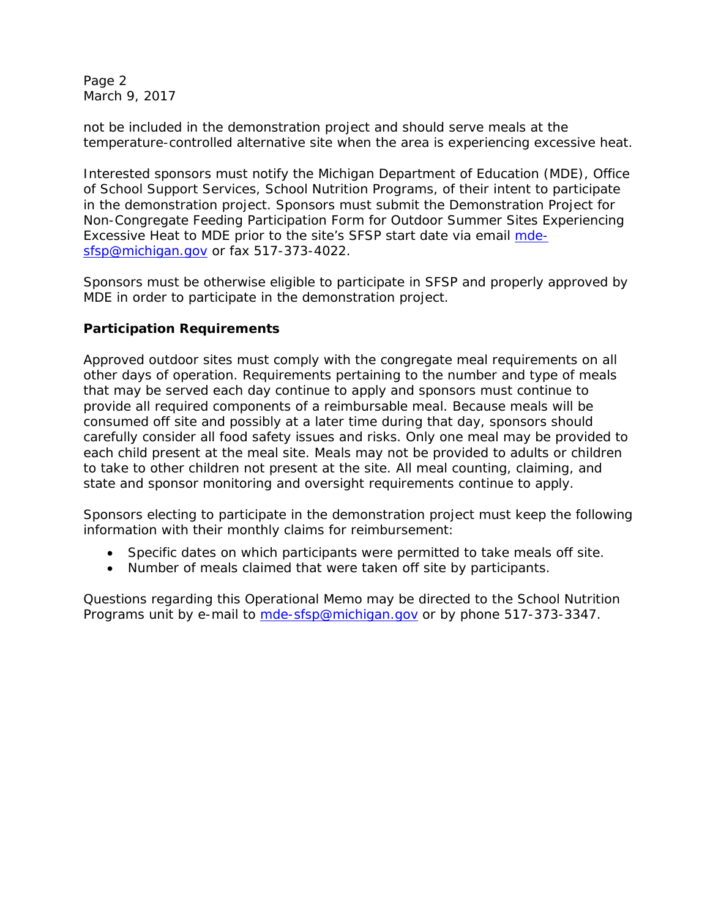not be included in the demonstration project and should serve meals at the temperature-controlled alternative site when the area is experiencing excessive heat.

Interested sponsors must notify the Michigan Department of Education (MDE), Office of School Support Services, School Nutrition Programs, of their intent to participate in the demonstration project. Sponsors must submit the Demonstration Project for Non-Congregate Feeding Participation Form for Outdoor Summer Sites Experiencing Excessive Heat to MDE prior to the site's SFSP start date via email mde-sfsp@michigan.gov or fax 517-373-4022.

Sponsors must be otherwise eligible to participate in SFSP and properly approved by MDE in order to participate in the demonstration project.

**Participation Requirements**

Approved outdoor sites must comply with the congregate meal requirements on all other days of operation. Requirements pertaining to the number and type of meals that may be served each day continue to apply and sponsors must continue to provide all required components of a reimbursable meal. Because meals will be consumed off site and possibly at a later time during that day, sponsors should carefully consider all food safety issues and risks. Only one meal may be provided to each child present at the meal site. Meals may not be provided to adults or children to take to other children not present at the site. All meal counting, claiming, and state and sponsor monitoring and oversight requirements continue to apply.

Sponsors electing to participate in the demonstration project must keep the following information with their monthly claims for reimbursement:

- Specific dates on which participants were permitted to take meals off site.
- Number of meals claimed that were taken off site by participants.

Questions regarding this Operational Memo may be directed to the School Nutrition Programs unit by e-mail to mde-sfsp@michigan.gov or by phone 517-373-3347.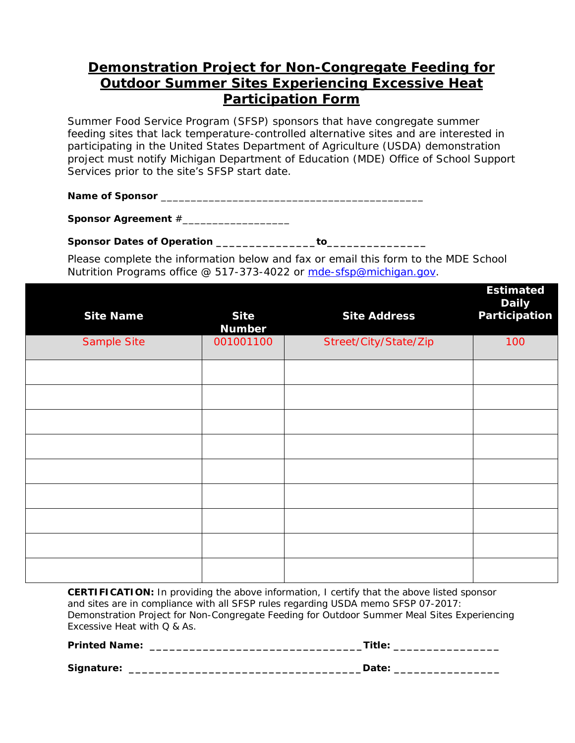# Demonstration Project for Non-Congregate Feeding for Outdoor Summer Sites Experiencing Excessive Heat Participation Form

Summer Food Service Program (SFSP) sponsors that have congregate summer feeding sites that lack temperature-controlled alternative sites and are interested in participating in the United States Department of Agriculture (USDA) demonstration project must notify Michigan Department of Education (MDE) Office of School Support Services prior to the site's SFSP start date.

**Name of Sponsor** ____________________________________________

**Sponsor Agreement #**__________________

**Sponsor Dates of Operation** ________________**to**_______________

Please complete the information below and fax or email this form to the MDE School Nutrition Programs office @ 517-373-4022 or mde-sfsp@michigan.gov.

| Site Name | Site Number | Site Address | Estimated Daily Participation |
|---|---|---|---|
| Sample Site | 001001100 | Street/City/State/Zip | 100 |
| | | | |
| | | | |
| | | | |
| | | | |
| | | | |
| | | | |
| | | | |
| | | | |
| | | | |

**CERTIFICATION:** In providing the above information, I certify that the above listed sponsor and sites are in compliance with all SFSP rules regarding USDA memo SFSP 07-2017: Demonstration Project for Non-Congregate Feeding for Outdoor Summer Meal Sites Experiencing Excessive Heat with Q & As.

**Printed Name:** __________________________________**Title:** ________________

**Signature:** ____________________________________**Date:** ________________